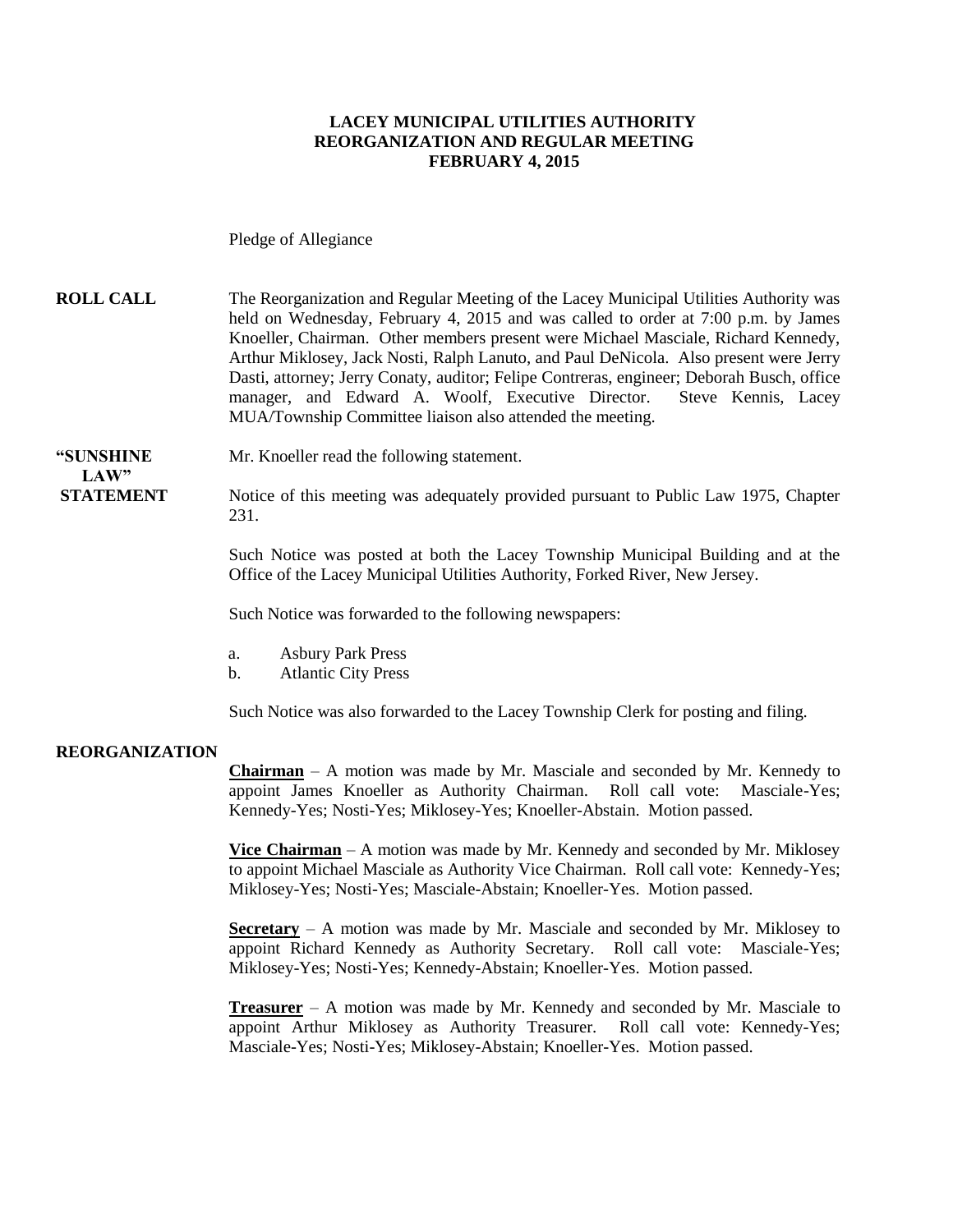**LACEY MUNICIPAL UTILITIES AUTHORITY**
**REORGANIZATION AND REGULAR MEETING**
**FEBRUARY 4, 2015**

Pledge of Allegiance

**ROLL CALL** The Reorganization and Regular Meeting of the Lacey Municipal Utilities Authority was held on Wednesday, February 4, 2015 and was called to order at 7:00 p.m. by James Knoeller, Chairman. Other members present were Michael Masciale, Richard Kennedy, Arthur Miklosey, Jack Nosti, Ralph Lanuto, and Paul DeNicola. Also present were Jerry Dasti, attorney; Jerry Conaty, auditor; Felipe Contreras, engineer; Deborah Busch, office manager, and Edward A. Woolf, Executive Director. Steve Kennis, Lacey MUA/Township Committee liaison also attended the meeting.

**"SUNSHINE LAW" STATEMENT** Mr. Knoeller read the following statement.

Notice of this meeting was adequately provided pursuant to Public Law 1975, Chapter 231.

Such Notice was posted at both the Lacey Township Municipal Building and at the Office of the Lacey Municipal Utilities Authority, Forked River, New Jersey.

Such Notice was forwarded to the following newspapers:

a. Asbury Park Press
b. Atlantic City Press

Such Notice was also forwarded to the Lacey Township Clerk for posting and filing.

**REORGANIZATION**

**Chairman** – A motion was made by Mr. Masciale and seconded by Mr. Kennedy to appoint James Knoeller as Authority Chairman. Roll call vote: Masciale-Yes; Kennedy-Yes; Nosti-Yes; Miklosey-Yes; Knoeller-Abstain. Motion passed.

**Vice Chairman** – A motion was made by Mr. Kennedy and seconded by Mr. Miklosey to appoint Michael Masciale as Authority Vice Chairman. Roll call vote: Kennedy-Yes; Miklosey-Yes; Nosti-Yes; Masciale-Abstain; Knoeller-Yes. Motion passed.

**Secretary** – A motion was made by Mr. Masciale and seconded by Mr. Miklosey to appoint Richard Kennedy as Authority Secretary. Roll call vote: Masciale-Yes; Miklosey-Yes; Nosti-Yes; Kennedy-Abstain; Knoeller-Yes. Motion passed.

**Treasurer** – A motion was made by Mr. Kennedy and seconded by Mr. Masciale to appoint Arthur Miklosey as Authority Treasurer. Roll call vote: Kennedy-Yes; Masciale-Yes; Nosti-Yes; Miklosey-Abstain; Knoeller-Yes. Motion passed.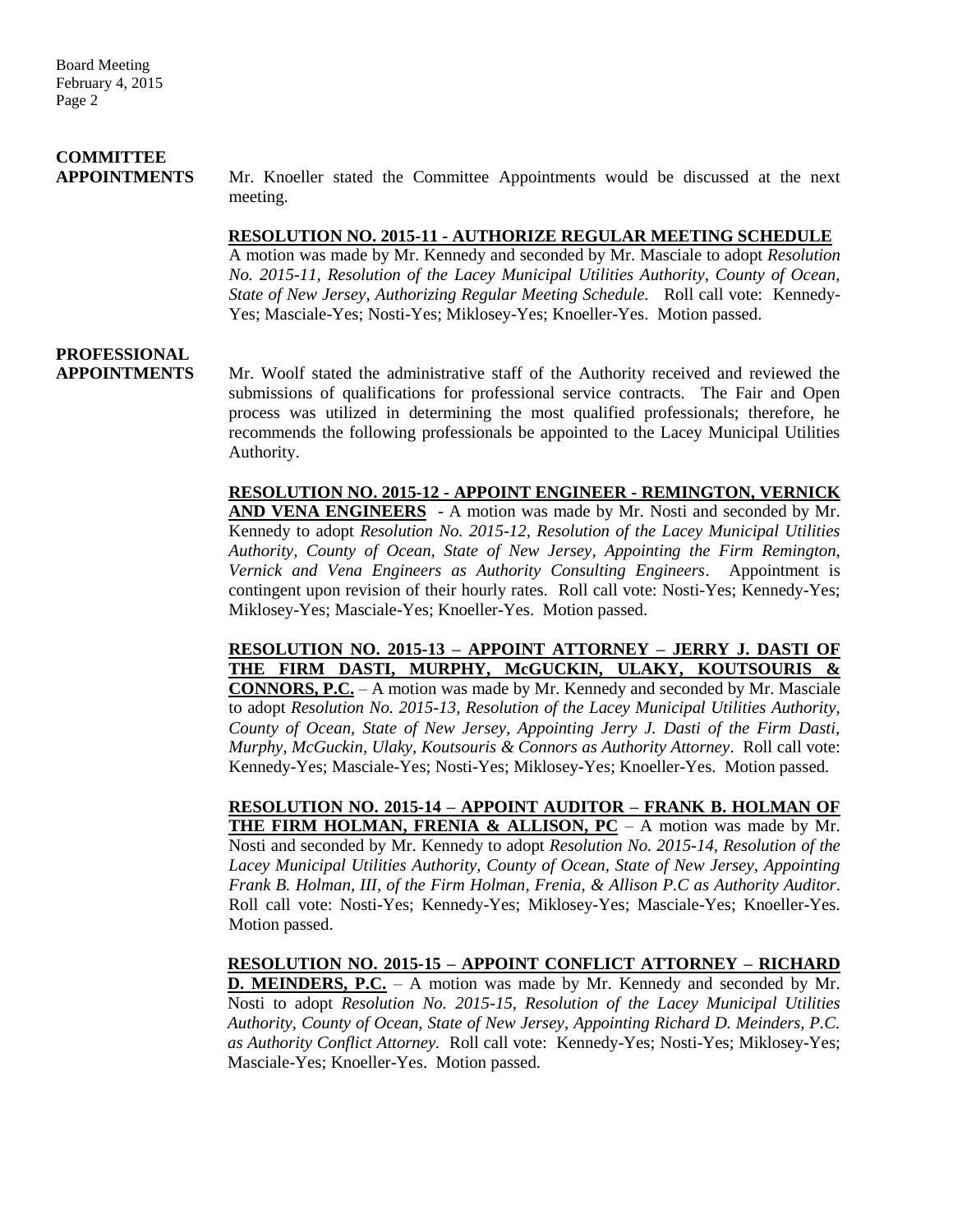**COMMITTEE APPOINTMENTS**

Mr. Knoeller stated the Committee Appointments would be discussed at the next meeting.

**RESOLUTION NO. 2015-11 - AUTHORIZE REGULAR MEETING SCHEDULE**

A motion was made by Mr. Kennedy and seconded by Mr. Masciale to adopt *Resolution No. 2015-11, Resolution of the Lacey Municipal Utilities Authority, County of Ocean, State of New Jersey, Authorizing Regular Meeting Schedule.* Roll call vote: Kennedy-Yes; Masciale-Yes; Nosti-Yes; Miklosey-Yes; Knoeller-Yes. Motion passed.

**PROFESSIONAL APPOINTMENTS**

Mr. Woolf stated the administrative staff of the Authority received and reviewed the submissions of qualifications for professional service contracts. The Fair and Open process was utilized in determining the most qualified professionals; therefore, he recommends the following professionals be appointed to the Lacey Municipal Utilities Authority.

**RESOLUTION NO. 2015-12 - APPOINT ENGINEER - REMINGTON, VERNICK AND VENA ENGINEERS** - A motion was made by Mr. Nosti and seconded by Mr. Kennedy to adopt *Resolution No. 2015-12, Resolution of the Lacey Municipal Utilities Authority, County of Ocean, State of New Jersey, Appointing the Firm Remington, Vernick and Vena Engineers as Authority Consulting Engineers*. Appointment is contingent upon revision of their hourly rates. Roll call vote: Nosti-Yes; Kennedy-Yes; Miklosey-Yes; Masciale-Yes; Knoeller-Yes. Motion passed.

**RESOLUTION NO. 2015-13 – APPOINT ATTORNEY – JERRY J. DASTI OF THE FIRM DASTI, MURPHY, McGUCKIN, ULAKY, KOUTSOURIS & CONNORS, P.C.** – A motion was made by Mr. Kennedy and seconded by Mr. Masciale to adopt *Resolution No. 2015-13, Resolution of the Lacey Municipal Utilities Authority, County of Ocean, State of New Jersey, Appointing Jerry J. Dasti of the Firm Dasti, Murphy, McGuckin, Ulaky, Koutsouris & Connors as Authority Attorney*. Roll call vote: Kennedy-Yes; Masciale-Yes; Nosti-Yes; Miklosey-Yes; Knoeller-Yes. Motion passed.

**RESOLUTION NO. 2015-14 – APPOINT AUDITOR – FRANK B. HOLMAN OF THE FIRM HOLMAN, FRENIA & ALLISON, PC** – A motion was made by Mr. Nosti and seconded by Mr. Kennedy to adopt *Resolution No. 2015-14, Resolution of the Lacey Municipal Utilities Authority, County of Ocean, State of New Jersey, Appointing Frank B. Holman, III, of the Firm Holman, Frenia, & Allison P.C as Authority Auditor*. Roll call vote: Nosti-Yes; Kennedy-Yes; Miklosey-Yes; Masciale-Yes; Knoeller-Yes. Motion passed.

**RESOLUTION NO. 2015-15 – APPOINT CONFLICT ATTORNEY – RICHARD D. MEINDERS, P.C.** – A motion was made by Mr. Kennedy and seconded by Mr. Nosti to adopt *Resolution No. 2015-15, Resolution of the Lacey Municipal Utilities Authority, County of Ocean, State of New Jersey, Appointing Richard D. Meinders, P.C. as Authority Conflict Attorney.* Roll call vote: Kennedy-Yes; Nosti-Yes; Miklosey-Yes; Masciale-Yes; Knoeller-Yes. Motion passed.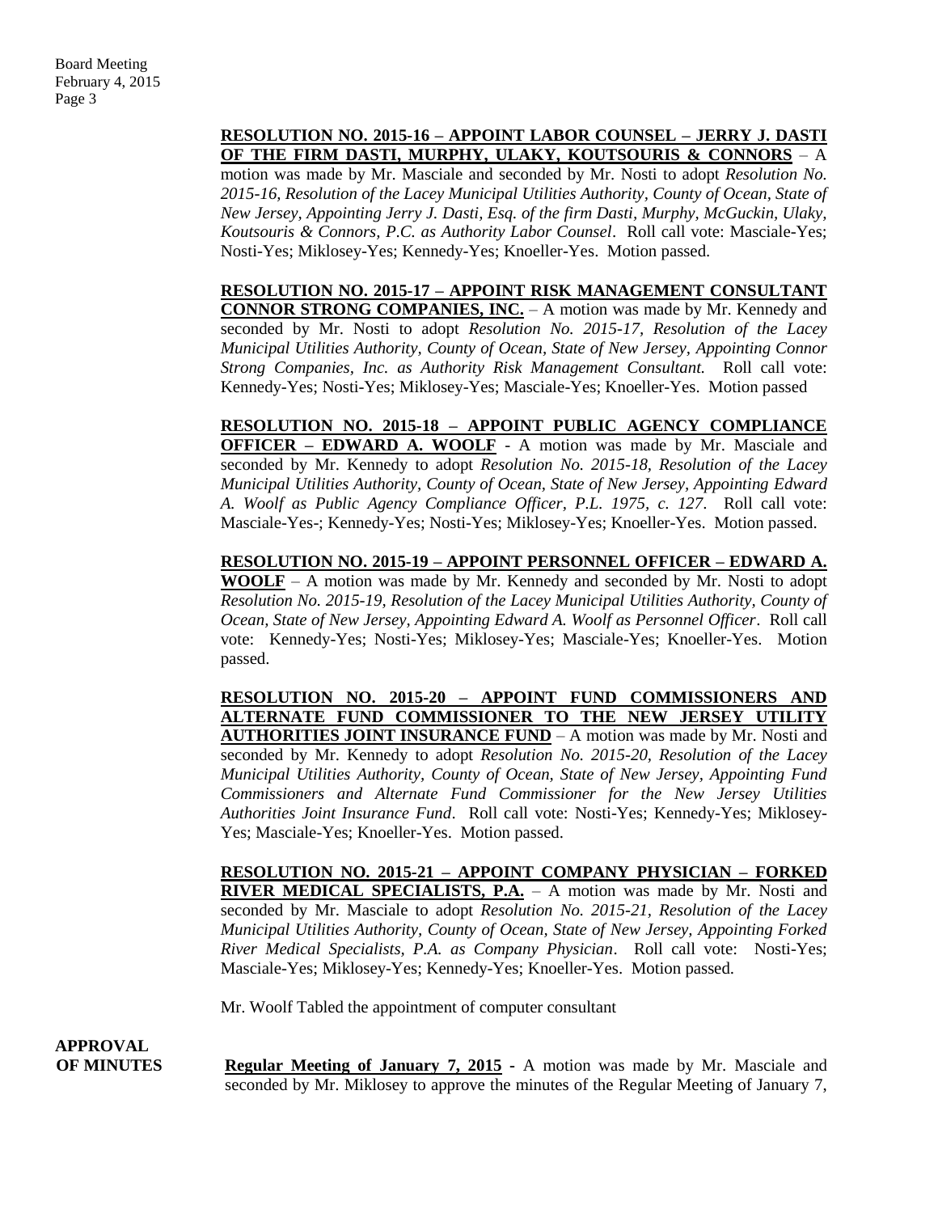**RESOLUTION NO. 2015-16 – APPOINT LABOR COUNSEL – JERRY J. DASTI OF THE FIRM DASTI, MURPHY, ULAKY, KOUTSOURIS & CONNORS** – A motion was made by Mr. Masciale and seconded by Mr. Nosti to adopt *Resolution No. 2015-16, Resolution of the Lacey Municipal Utilities Authority, County of Ocean, State of New Jersey, Appointing Jerry J. Dasti, Esq. of the firm Dasti, Murphy, McGuckin, Ulaky, Koutsouris & Connors, P.C. as Authority Labor Counsel*. Roll call vote: Masciale-Yes; Nosti-Yes; Miklosey-Yes; Kennedy-Yes; Knoeller-Yes. Motion passed.

**RESOLUTION NO. 2015-17 – APPOINT RISK MANAGEMENT CONSULTANT CONNOR STRONG COMPANIES, INC.** – A motion was made by Mr. Kennedy and seconded by Mr. Nosti to adopt *Resolution No. 2015-17, Resolution of the Lacey Municipal Utilities Authority, County of Ocean, State of New Jersey, Appointing Connor Strong Companies, Inc. as Authority Risk Management Consultant.* Roll call vote: Kennedy-Yes; Nosti-Yes; Miklosey-Yes; Masciale-Yes; Knoeller-Yes. Motion passed

**RESOLUTION NO. 2015-18 – APPOINT PUBLIC AGENCY COMPLIANCE OFFICER – EDWARD A. WOOLF** - A motion was made by Mr. Masciale and seconded by Mr. Kennedy to adopt *Resolution No. 2015-18, Resolution of the Lacey Municipal Utilities Authority, County of Ocean, State of New Jersey, Appointing Edward A. Woolf as Public Agency Compliance Officer, P.L. 1975, c. 127*. Roll call vote: Masciale-Yes-; Kennedy-Yes; Nosti-Yes; Miklosey-Yes; Knoeller-Yes. Motion passed.

**RESOLUTION NO. 2015-19 – APPOINT PERSONNEL OFFICER – EDWARD A. WOOLF** – A motion was made by Mr. Kennedy and seconded by Mr. Nosti to adopt *Resolution No. 2015-19, Resolution of the Lacey Municipal Utilities Authority, County of Ocean, State of New Jersey, Appointing Edward A. Woolf as Personnel Officer*. Roll call vote: Kennedy-Yes; Nosti-Yes; Miklosey-Yes; Masciale-Yes; Knoeller-Yes. Motion passed.

**RESOLUTION NO. 2015-20 – APPOINT FUND COMMISSIONERS AND ALTERNATE FUND COMMISSIONER TO THE NEW JERSEY UTILITY AUTHORITIES JOINT INSURANCE FUND** – A motion was made by Mr. Nosti and seconded by Mr. Kennedy to adopt *Resolution No. 2015-20, Resolution of the Lacey Municipal Utilities Authority, County of Ocean, State of New Jersey, Appointing Fund Commissioners and Alternate Fund Commissioner for the New Jersey Utilities Authorities Joint Insurance Fund*. Roll call vote: Nosti-Yes; Kennedy-Yes; Miklosey-Yes; Masciale-Yes; Knoeller-Yes. Motion passed.

**RESOLUTION NO. 2015-21 – APPOINT COMPANY PHYSICIAN – FORKED RIVER MEDICAL SPECIALISTS, P.A.** – A motion was made by Mr. Nosti and seconded by Mr. Masciale to adopt *Resolution No. 2015-21, Resolution of the Lacey Municipal Utilities Authority, County of Ocean, State of New Jersey, Appointing Forked River Medical Specialists, P.A. as Company Physician*. Roll call vote: Nosti-Yes; Masciale-Yes; Miklosey-Yes; Kennedy-Yes; Knoeller-Yes. Motion passed.

Mr. Woolf Tabled the appointment of computer consultant

**APPROVAL OF MINUTES**

**Regular Meeting of January 7, 2015** - A motion was made by Mr. Masciale and seconded by Mr. Miklosey to approve the minutes of the Regular Meeting of January 7,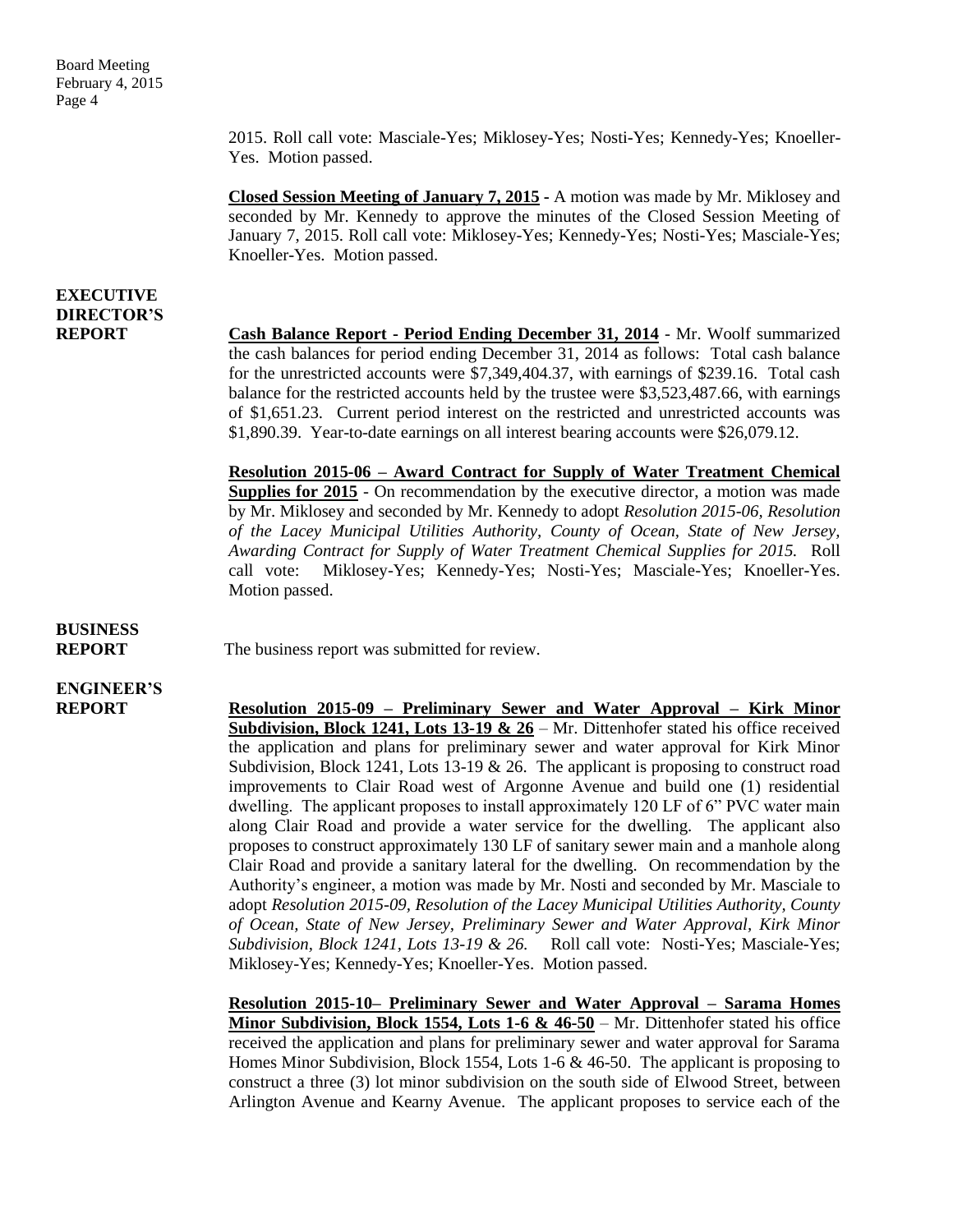2015. Roll call vote: Masciale-Yes; Miklosey-Yes; Nosti-Yes; Kennedy-Yes; Knoeller-Yes. Motion passed.

**Closed Session Meeting of January 7, 2015 -** A motion was made by Mr. Miklosey and seconded by Mr. Kennedy to approve the minutes of the Closed Session Meeting of January 7, 2015. Roll call vote: Miklosey-Yes; Kennedy-Yes; Nosti-Yes; Masciale-Yes; Knoeller-Yes. Motion passed.

**EXECUTIVE DIRECTOR'S REPORT**

**Cash Balance Report - Period Ending December 31, 2014** - Mr. Woolf summarized the cash balances for period ending December 31, 2014 as follows: Total cash balance for the unrestricted accounts were $7,349,404.37, with earnings of $239.16. Total cash balance for the restricted accounts held by the trustee were $3,523,487.66, with earnings of $1,651.23. Current period interest on the restricted and unrestricted accounts was $1,890.39. Year-to-date earnings on all interest bearing accounts were $26,079.12.

**Resolution 2015-06 – Award Contract for Supply of Water Treatment Chemical Supplies for 2015** - On recommendation by the executive director, a motion was made by Mr. Miklosey and seconded by Mr. Kennedy to adopt *Resolution 2015-06, Resolution of the Lacey Municipal Utilities Authority, County of Ocean, State of New Jersey, Awarding Contract for Supply of Water Treatment Chemical Supplies for 2015.* Roll call vote: Miklosey-Yes; Kennedy-Yes; Nosti-Yes; Masciale-Yes; Knoeller-Yes. Motion passed.

**BUSINESS REPORT**

The business report was submitted for review.

**ENGINEER'S REPORT**

**Resolution 2015-09 – Preliminary Sewer and Water Approval – Kirk Minor Subdivision, Block 1241, Lots 13-19 & 26** – Mr. Dittenhofer stated his office received the application and plans for preliminary sewer and water approval for Kirk Minor Subdivision, Block 1241, Lots 13-19 & 26. The applicant is proposing to construct road improvements to Clair Road west of Argonne Avenue and build one (1) residential dwelling. The applicant proposes to install approximately 120 LF of 6" PVC water main along Clair Road and provide a water service for the dwelling. The applicant also proposes to construct approximately 130 LF of sanitary sewer main and a manhole along Clair Road and provide a sanitary lateral for the dwelling. On recommendation by the Authority's engineer, a motion was made by Mr. Nosti and seconded by Mr. Masciale to adopt *Resolution 2015-09, Resolution of the Lacey Municipal Utilities Authority, County of Ocean, State of New Jersey, Preliminary Sewer and Water Approval, Kirk Minor Subdivision, Block 1241, Lots 13-19 & 26.* Roll call vote: Nosti-Yes; Masciale-Yes; Miklosey-Yes; Kennedy-Yes; Knoeller-Yes. Motion passed.

**Resolution 2015-10– Preliminary Sewer and Water Approval – Sarama Homes Minor Subdivision, Block 1554, Lots 1-6 & 46-50** – Mr. Dittenhofer stated his office received the application and plans for preliminary sewer and water approval for Sarama Homes Minor Subdivision, Block 1554, Lots 1-6 & 46-50. The applicant is proposing to construct a three (3) lot minor subdivision on the south side of Elwood Street, between Arlington Avenue and Kearny Avenue. The applicant proposes to service each of the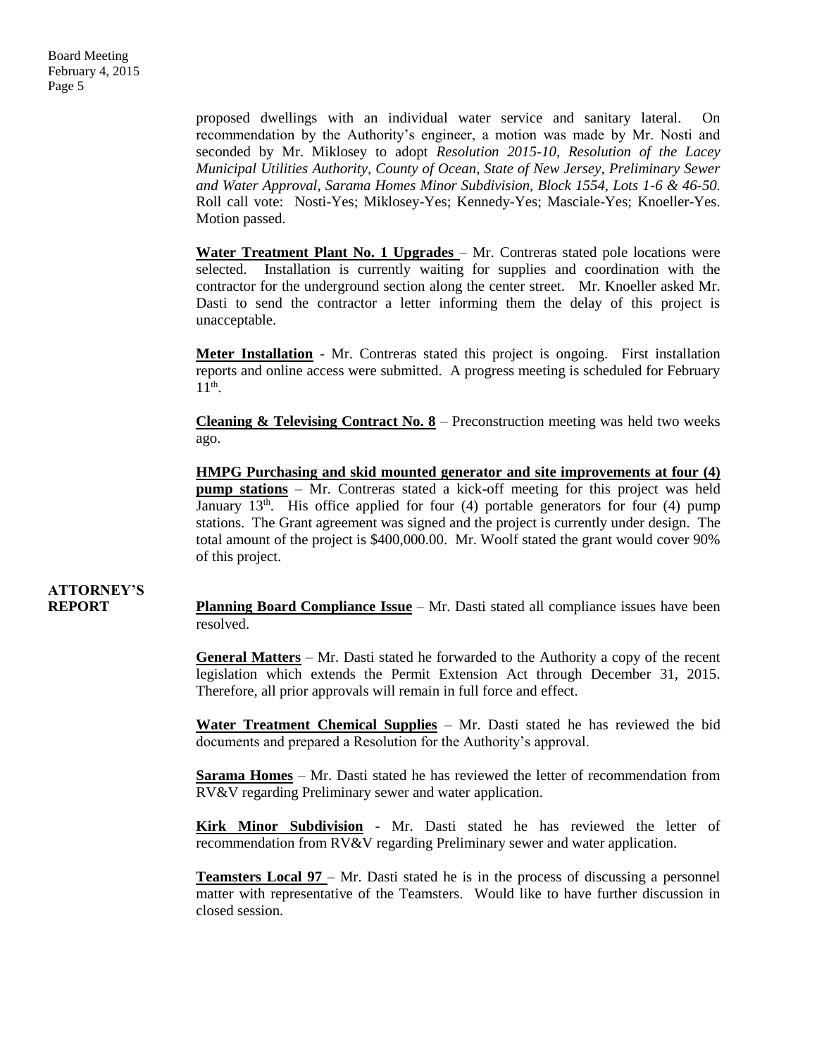proposed dwellings with an individual water service and sanitary lateral. On recommendation by the Authority's engineer, a motion was made by Mr. Nosti and seconded by Mr. Miklosey to adopt *Resolution 2015-10, Resolution of the Lacey Municipal Utilities Authority, County of Ocean, State of New Jersey, Preliminary Sewer and Water Approval, Sarama Homes Minor Subdivision, Block 1554, Lots 1-6 & 46-50.* Roll call vote: Nosti-Yes; Miklosey-Yes; Kennedy-Yes; Masciale-Yes; Knoeller-Yes. Motion passed.

**Water Treatment Plant No. 1 Upgrades** – Mr. Contreras stated pole locations were selected. Installation is currently waiting for supplies and coordination with the contractor for the underground section along the center street. Mr. Knoeller asked Mr. Dasti to send the contractor a letter informing them the delay of this project is unacceptable.

**Meter Installation** - Mr. Contreras stated this project is ongoing. First installation reports and online access were submitted. A progress meeting is scheduled for February 11th.

**Cleaning & Televising Contract No. 8** – Preconstruction meeting was held two weeks ago.

**HMPG Purchasing and skid mounted generator and site improvements at four (4) pump stations** – Mr. Contreras stated a kick-off meeting for this project was held January 13th. His office applied for four (4) portable generators for four (4) pump stations. The Grant agreement was signed and the project is currently under design. The total amount of the project is $400,000.00. Mr. Woolf stated the grant would cover 90% of this project.

## ATTORNEY'S REPORT

**Planning Board Compliance Issue** – Mr. Dasti stated all compliance issues have been resolved.

**General Matters** – Mr. Dasti stated he forwarded to the Authority a copy of the recent legislation which extends the Permit Extension Act through December 31, 2015. Therefore, all prior approvals will remain in full force and effect.

**Water Treatment Chemical Supplies** – Mr. Dasti stated he has reviewed the bid documents and prepared a Resolution for the Authority's approval.

**Sarama Homes** – Mr. Dasti stated he has reviewed the letter of recommendation from RV&V regarding Preliminary sewer and water application.

**Kirk Minor Subdivision** - Mr. Dasti stated he has reviewed the letter of recommendation from RV&V regarding Preliminary sewer and water application.

**Teamsters Local 97** – Mr. Dasti stated he is in the process of discussing a personnel matter with representative of the Teamsters. Would like to have further discussion in closed session.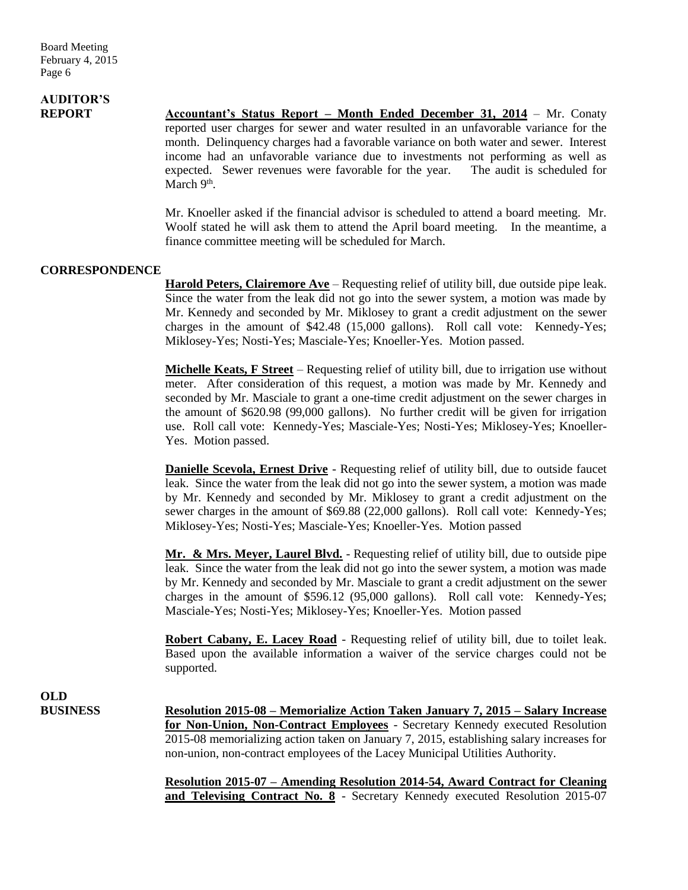**AUDITOR'S REPORT**

**Accountant's Status Report – Month Ended December 31, 2014** – Mr. Conaty reported user charges for sewer and water resulted in an unfavorable variance for the month. Delinquency charges had a favorable variance on both water and sewer. Interest income had an unfavorable variance due to investments not performing as well as expected. Sewer revenues were favorable for the year. The audit is scheduled for March 9th.

Mr. Knoeller asked if the financial advisor is scheduled to attend a board meeting. Mr. Woolf stated he will ask them to attend the April board meeting. In the meantime, a finance committee meeting will be scheduled for March.

**CORRESPONDENCE**

**Harold Peters, Clairemore Ave** – Requesting relief of utility bill, due outside pipe leak. Since the water from the leak did not go into the sewer system, a motion was made by Mr. Kennedy and seconded by Mr. Miklosey to grant a credit adjustment on the sewer charges in the amount of $42.48 (15,000 gallons). Roll call vote: Kennedy-Yes; Miklosey-Yes; Nosti-Yes; Masciale-Yes; Knoeller-Yes. Motion passed.

**Michelle Keats, F Street** – Requesting relief of utility bill, due to irrigation use without meter. After consideration of this request, a motion was made by Mr. Kennedy and seconded by Mr. Masciale to grant a one-time credit adjustment on the sewer charges in the amount of $620.98 (99,000 gallons). No further credit will be given for irrigation use. Roll call vote: Kennedy-Yes; Masciale-Yes; Nosti-Yes; Miklosey-Yes; Knoeller-Yes. Motion passed.

**Danielle Scevola, Ernest Drive** - Requesting relief of utility bill, due to outside faucet leak. Since the water from the leak did not go into the sewer system, a motion was made by Mr. Kennedy and seconded by Mr. Miklosey to grant a credit adjustment on the sewer charges in the amount of $69.88 (22,000 gallons). Roll call vote: Kennedy-Yes; Miklosey-Yes; Nosti-Yes; Masciale-Yes; Knoeller-Yes. Motion passed

**Mr. & Mrs. Meyer, Laurel Blvd.** - Requesting relief of utility bill, due to outside pipe leak. Since the water from the leak did not go into the sewer system, a motion was made by Mr. Kennedy and seconded by Mr. Masciale to grant a credit adjustment on the sewer charges in the amount of $596.12 (95,000 gallons). Roll call vote: Kennedy-Yes; Masciale-Yes; Nosti-Yes; Miklosey-Yes; Knoeller-Yes. Motion passed

**Robert Cabany, E. Lacey Road** - Requesting relief of utility bill, due to toilet leak. Based upon the available information a waiver of the service charges could not be supported.

**OLD BUSINESS**

**Resolution 2015-08 – Memorialize Action Taken January 7, 2015 – Salary Increase for Non-Union, Non-Contract Employees** - Secretary Kennedy executed Resolution 2015-08 memorializing action taken on January 7, 2015, establishing salary increases for non-union, non-contract employees of the Lacey Municipal Utilities Authority.

**Resolution 2015-07 – Amending Resolution 2014-54, Award Contract for Cleaning and Televising Contract No. 8** - Secretary Kennedy executed Resolution 2015-07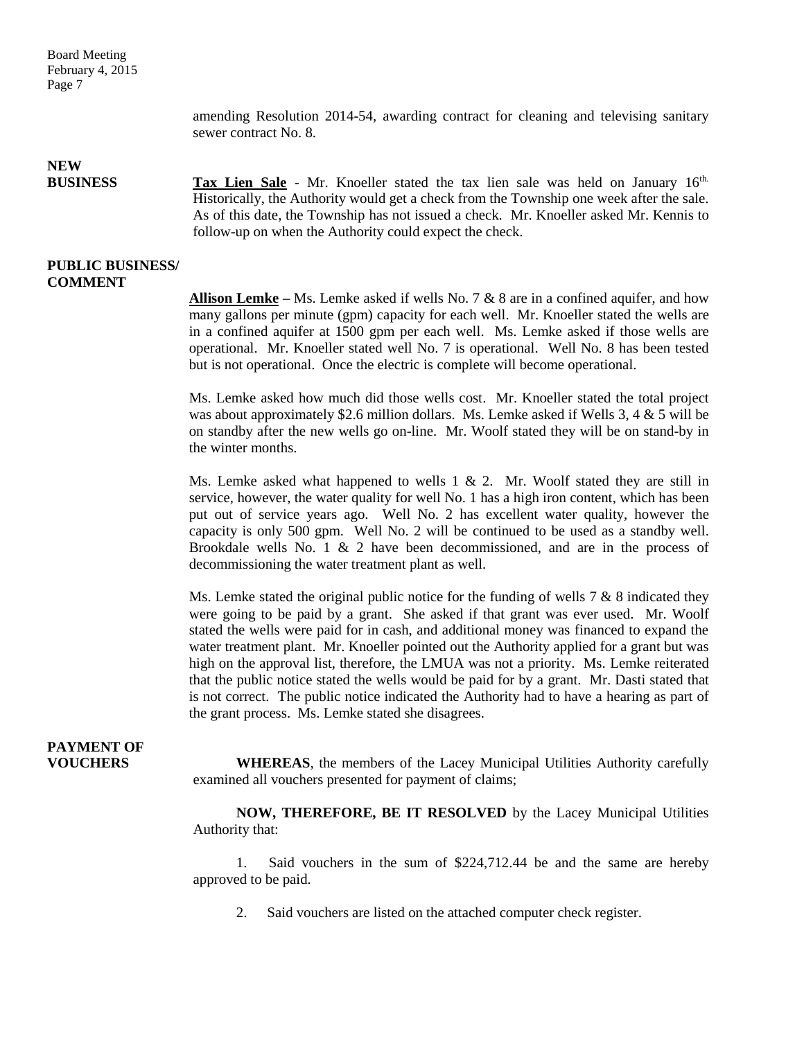amending Resolution 2014-54, awarding contract for cleaning and televising sanitary sewer contract No. 8.

**NEW BUSINESS**

**Tax Lien Sale** - Mr. Knoeller stated the tax lien sale was held on January 16th. Historically, the Authority would get a check from the Township one week after the sale. As of this date, the Township has not issued a check. Mr. Knoeller asked Mr. Kennis to follow-up on when the Authority could expect the check.

**PUBLIC BUSINESS/ COMMENT**

**Allison Lemke** – Ms. Lemke asked if wells No. 7 & 8 are in a confined aquifer, and how many gallons per minute (gpm) capacity for each well. Mr. Knoeller stated the wells are in a confined aquifer at 1500 gpm per each well. Ms. Lemke asked if those wells are operational. Mr. Knoeller stated well No. 7 is operational. Well No. 8 has been tested but is not operational. Once the electric is complete will become operational.

Ms. Lemke asked how much did those wells cost. Mr. Knoeller stated the total project was about approximately $2.6 million dollars. Ms. Lemke asked if Wells 3, 4 & 5 will be on standby after the new wells go on-line. Mr. Woolf stated they will be on stand-by in the winter months.

Ms. Lemke asked what happened to wells 1 & 2. Mr. Woolf stated they are still in service, however, the water quality for well No. 1 has a high iron content, which has been put out of service years ago. Well No. 2 has excellent water quality, however the capacity is only 500 gpm. Well No. 2 will be continued to be used as a standby well. Brookdale wells No. 1 & 2 have been decommissioned, and are in the process of decommissioning the water treatment plant as well.

Ms. Lemke stated the original public notice for the funding of wells 7 & 8 indicated they were going to be paid by a grant. She asked if that grant was ever used. Mr. Woolf stated the wells were paid for in cash, and additional money was financed to expand the water treatment plant. Mr. Knoeller pointed out the Authority applied for a grant but was high on the approval list, therefore, the LMUA was not a priority. Ms. Lemke reiterated that the public notice stated the wells would be paid for by a grant. Mr. Dasti stated that is not correct. The public notice indicated the Authority had to have a hearing as part of the grant process. Ms. Lemke stated she disagrees.

**PAYMENT OF VOUCHERS**

**WHEREAS**, the members of the Lacey Municipal Utilities Authority carefully examined all vouchers presented for payment of claims;

**NOW, THEREFORE, BE IT RESOLVED** by the Lacey Municipal Utilities Authority that:

1. Said vouchers in the sum of $224,712.44 be and the same are hereby approved to be paid.

2. Said vouchers are listed on the attached computer check register.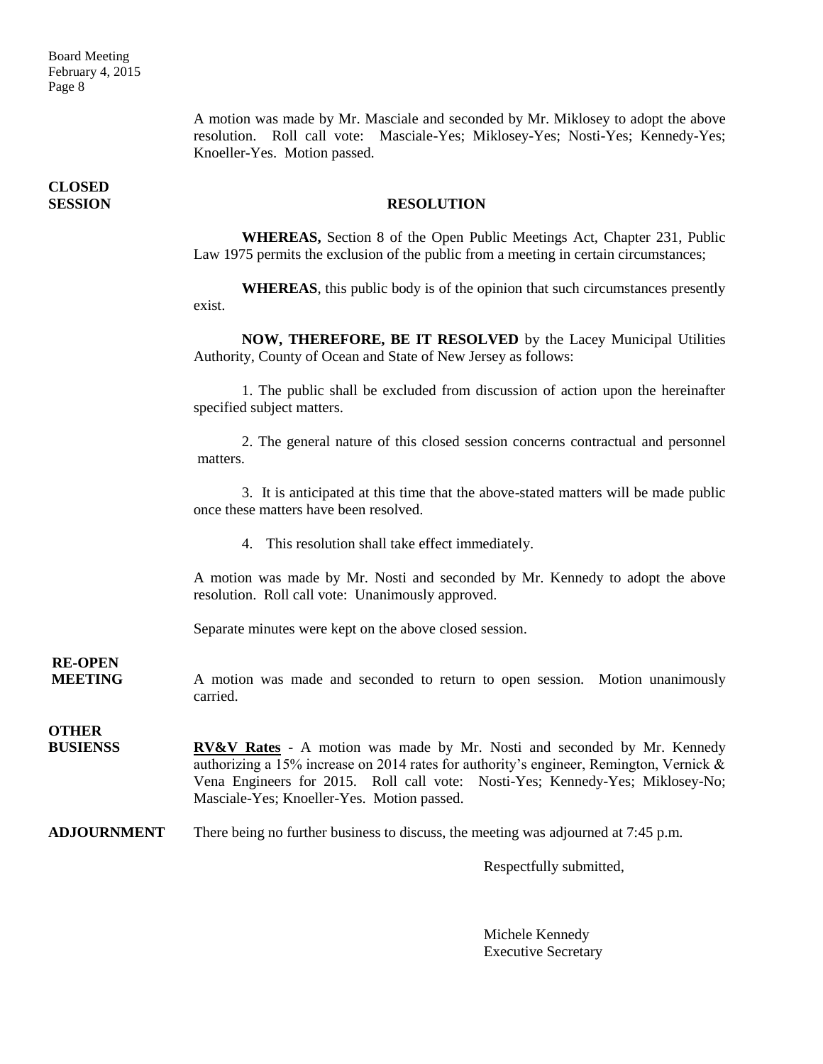A motion was made by Mr. Masciale and seconded by Mr. Miklosey to adopt the above resolution. Roll call vote: Masciale-Yes; Miklosey-Yes; Nosti-Yes; Kennedy-Yes; Knoeller-Yes. Motion passed.

**CLOSED SESSION**

**RESOLUTION**

**WHEREAS,** Section 8 of the Open Public Meetings Act, Chapter 231, Public Law 1975 permits the exclusion of the public from a meeting in certain circumstances;

**WHEREAS**, this public body is of the opinion that such circumstances presently exist.

**NOW, THEREFORE, BE IT RESOLVED** by the Lacey Municipal Utilities Authority, County of Ocean and State of New Jersey as follows:

1. The public shall be excluded from discussion of action upon the hereinafter specified subject matters.

2. The general nature of this closed session concerns contractual and personnel matters.

3. It is anticipated at this time that the above-stated matters will be made public once these matters have been resolved.

4. This resolution shall take effect immediately.

A motion was made by Mr. Nosti and seconded by Mr. Kennedy to adopt the above resolution. Roll call vote: Unanimously approved.

Separate minutes were kept on the above closed session.

**RE-OPEN MEETING**

A motion was made and seconded to return to open session. Motion unanimously carried.

**OTHER BUSIENSS**

**RV&V Rates** - A motion was made by Mr. Nosti and seconded by Mr. Kennedy authorizing a 15% increase on 2014 rates for authority's engineer, Remington, Vernick & Vena Engineers for 2015. Roll call vote: Nosti-Yes; Kennedy-Yes; Miklosey-No; Masciale-Yes; Knoeller-Yes. Motion passed.

**ADJOURNMENT**

There being no further business to discuss, the meeting was adjourned at 7:45 p.m.

Respectfully submitted,

Michele Kennedy
Executive Secretary